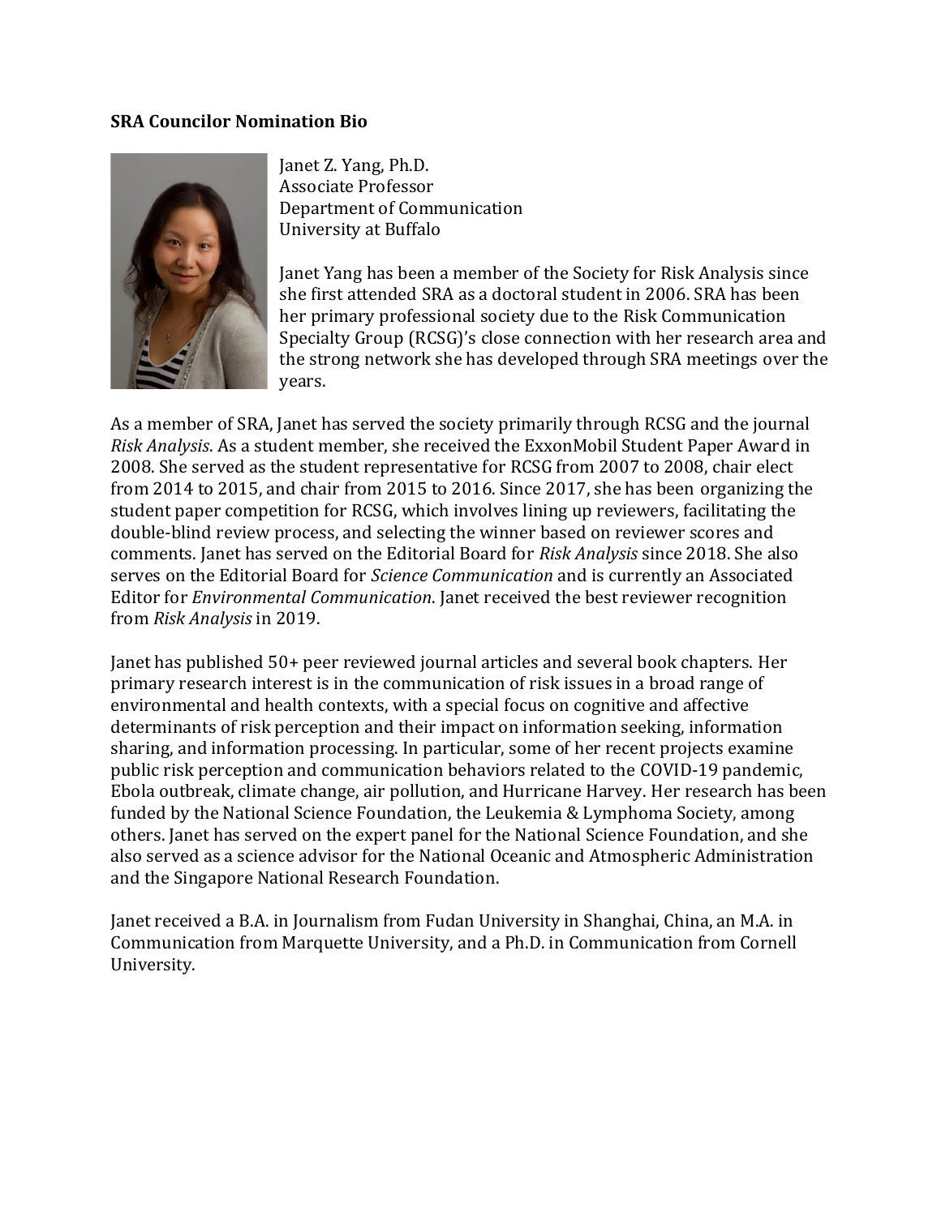**SRA Councilor Nomination Bio**

Janet Z. Yang, Ph.D.
Associate Professor
Department of Communication
University at Buffalo

Janet Yang has been a member of the Society for Risk Analysis since she first attended SRA as a doctoral student in 2006. SRA has been her primary professional society due to the Risk Communication Specialty Group (RCSG)'s close connection with her research area and the strong network she has developed through SRA meetings over the years.

As a member of SRA, Janet has served the society primarily through RCSG and the journal *Risk Analysis*. As a student member, she received the ExxonMobil Student Paper Award in 2008. She served as the student representative for RCSG from 2007 to 2008, chair elect from 2014 to 2015, and chair from 2015 to 2016. Since 2017, she has been organizing the student paper competition for RCSG, which involves lining up reviewers, facilitating the double-blind review process, and selecting the winner based on reviewer scores and comments. Janet has served on the Editorial Board for *Risk Analysis* since 2018. She also serves on the Editorial Board for *Science Communication* and is currently an Associated Editor for *Environmental Communication*. Janet received the best reviewer recognition from *Risk Analysis* in 2019.

Janet has published 50+ peer reviewed journal articles and several book chapters. Her primary research interest is in the communication of risk issues in a broad range of environmental and health contexts, with a special focus on cognitive and affective determinants of risk perception and their impact on information seeking, information sharing, and information processing. In particular, some of her recent projects examine public risk perception and communication behaviors related to the COVID-19 pandemic, Ebola outbreak, climate change, air pollution, and Hurricane Harvey. Her research has been funded by the National Science Foundation, the Leukemia & Lymphoma Society, among others. Janet has served on the expert panel for the National Science Foundation, and she also served as a science advisor for the National Oceanic and Atmospheric Administration and the Singapore National Research Foundation.

Janet received a B.A. in Journalism from Fudan University in Shanghai, China, an M.A. in Communication from Marquette University, and a Ph.D. in Communication from Cornell University.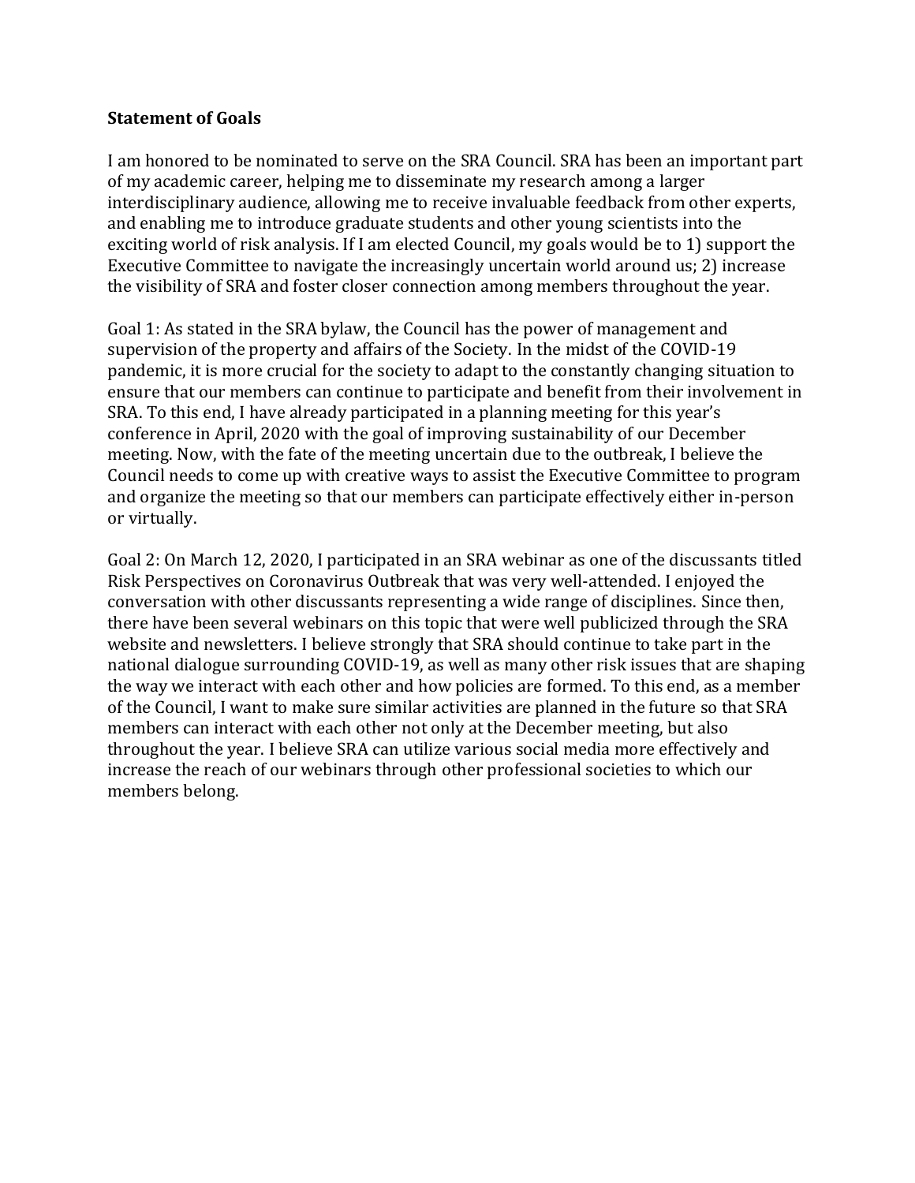**Statement of Goals**

I am honored to be nominated to serve on the SRA Council. SRA has been an important part of my academic career, helping me to disseminate my research among a larger interdisciplinary audience, allowing me to receive invaluable feedback from other experts, and enabling me to introduce graduate students and other young scientists into the exciting world of risk analysis. If I am elected Council, my goals would be to 1) support the Executive Committee to navigate the increasingly uncertain world around us; 2) increase the visibility of SRA and foster closer connection among members throughout the year.

Goal 1: As stated in the SRA bylaw, the Council has the power of management and supervision of the property and affairs of the Society. In the midst of the COVID-19 pandemic, it is more crucial for the society to adapt to the constantly changing situation to ensure that our members can continue to participate and benefit from their involvement in SRA. To this end, I have already participated in a planning meeting for this year's conference in April, 2020 with the goal of improving sustainability of our December meeting. Now, with the fate of the meeting uncertain due to the outbreak, I believe the Council needs to come up with creative ways to assist the Executive Committee to program and organize the meeting so that our members can participate effectively either in-person or virtually.

Goal 2: On March 12, 2020, I participated in an SRA webinar as one of the discussants titled Risk Perspectives on Coronavirus Outbreak that was very well-attended. I enjoyed the conversation with other discussants representing a wide range of disciplines. Since then, there have been several webinars on this topic that were well publicized through the SRA website and newsletters. I believe strongly that SRA should continue to take part in the national dialogue surrounding COVID-19, as well as many other risk issues that are shaping the way we interact with each other and how policies are formed. To this end, as a member of the Council, I want to make sure similar activities are planned in the future so that SRA members can interact with each other not only at the December meeting, but also throughout the year. I believe SRA can utilize various social media more effectively and increase the reach of our webinars through other professional societies to which our members belong.